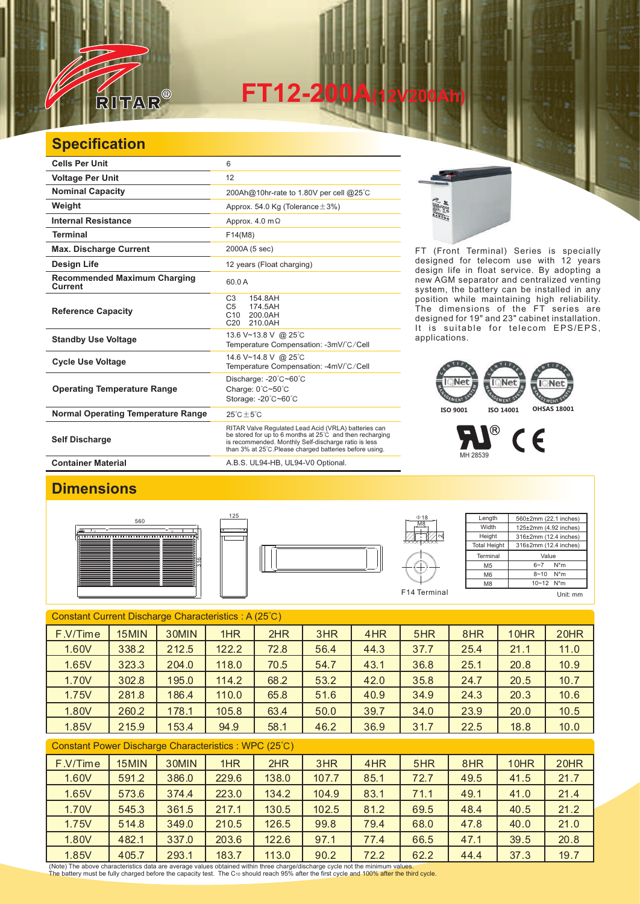RITAR®

# FT12-200A(12V200Ah)

## Specification

| | |
|---|---|
| **Cells Per Unit** | 6 |
| **Voltage Per Unit** | 12 |
| **Nominal Capacity** | 200Ah@10hr-rate to 1.80V per cell @25℃ |
| **Weight** | Approx. 54.0 Kg (Tolerance±3%) |
| **Internal Resistance** | Approx. 4.0 mΩ |
| **Terminal** | F14(M8) |
| **Max. Discharge Current** | 2000A (5 sec) |
| **Design Life** | 12 years (Float charging) |
| **Recommended Maximum Charging Current** | 60.0 A |
| **Reference Capacity** | C3 154.8AH<br>C5 174.5AH<br>C10 200.0AH<br>C20 210.0AH |
| **Standby Use Voltage** | 13.6 V~13.8 V @ 25℃<br>Temperature Compensation: -3mV/℃/Cell |
| **Cycle Use Voltage** | 14.6 V~14.8 V @ 25℃<br>Temperature Compensation: -4mV/℃/Cell |
| **Operating Temperature Range** | Discharge: -20℃~60℃<br>Charge: 0℃~50℃<br>Storage: -20℃~60℃ |
| **Normal Operating Temperature Range** | 25℃±5℃ |
| **Self Discharge** | RITAR Valve Regulated Lead Acid (VRLA) batteries can be stored for up to 6 months at 25℃ and then recharging is recommended. Monthly Self-discharge ratio is less than 3% at 25℃.Please charged batteries before using. |
| **Container Material** | A.B.S. UL94-HB, UL94-V0 Optional. |

FT (Front Terminal) Series is specially designed for telecom use with 12 years design life in float service. By adopting a new AGM separator and centralized venting system, the battery can be installed in any position while maintaining high reliability. The dimensions of the FT series are designed for 19" and 23" cabinet installation. It is suitable for telecom EPS/EPS, applications.

ISO 9001 ISO 14001 OHSAS 18001

MH 28539

## Dimensions

560 125 316 Φ18 M8

F14 Terminal

| Length | 560±2mm (22.1 inches) |
|---|---|
| Width | 125±2mm (4.92 inches) |
| Height | 316±2mm (12.4 inches) |
| Total Height | 316±2mm (12.4 inches) |
| Terminal | Value |
| M5 | 6~7 N*m |
| M6 | 8~10 N*m |
| M8 | 10~12 N*m |

Unit: mm

Constant Current Discharge Characteristics : A (25℃)

| F.V/Time | 15MIN | 30MIN | 1HR | 2HR | 3HR | 4HR | 5HR | 8HR | 10HR | 20HR |
|---|---|---|---|---|---|---|---|---|---|---|
| 1.60V | 338.2 | 212.5 | 122.2 | 72.8 | 56.4 | 44.3 | 37.7 | 25.4 | 21.1 | 11.0 |
| 1.65V | 323.3 | 204.0 | 118.0 | 70.5 | 54.7 | 43.1 | 36.8 | 25.1 | 20.8 | 10.9 |
| 1.70V | 302.8 | 195.0 | 114.2 | 68.2 | 53.2 | 42.0 | 35.8 | 24.7 | 20.5 | 10.7 |
| 1.75V | 281.8 | 186.4 | 110.0 | 65.8 | 51.6 | 40.9 | 34.9 | 24.3 | 20.3 | 10.6 |
| 1.80V | 260.2 | 178.1 | 105.8 | 63.4 | 50.0 | 39.7 | 34.0 | 23.9 | 20.0 | 10.5 |
| 1.85V | 215.9 | 153.4 | 94.9 | 58.1 | 46.2 | 36.9 | 31.7 | 22.5 | 18.8 | 10.0 |

Constant Power Discharge Characteristics : WPC (25℃)

| F.V/Time | 15MIN | 30MIN | 1HR | 2HR | 3HR | 4HR | 5HR | 8HR | 10HR | 20HR |
|---|---|---|---|---|---|---|---|---|---|---|
| 1.60V | 591.2 | 386.0 | 229.6 | 138.0 | 107.7 | 85.1 | 72.7 | 49.5 | 41.5 | 21.7 |
| 1.65V | 573.6 | 374.4 | 223.0 | 134.2 | 104.9 | 83.1 | 71.1 | 49.1 | 41.0 | 21.4 |
| 1.70V | 545.3 | 361.5 | 217.1 | 130.5 | 102.5 | 81.2 | 69.5 | 48.4 | 40.5 | 21.2 |
| 1.75V | 514.8 | 349.0 | 210.5 | 126.5 | 99.8 | 79.4 | 68.0 | 47.8 | 40.0 | 21.0 |
| 1.80V | 482.1 | 337.0 | 203.6 | 122.6 | 97.1 | 77.4 | 66.5 | 47.1 | 39.5 | 20.8 |
| 1.85V | 405.7 | 293.1 | 183.7 | 113.0 | 90.2 | 72.2 | 62.2 | 44.4 | 37.3 | 19.7 |

(Note) The above characteristics data are average values obtained within three charge/discharge cycle not the minimum values.
The battery must be fully charged before the capacity test. The $C_{10}$ should reach 95% after the first cycle and 100% after the third cycle.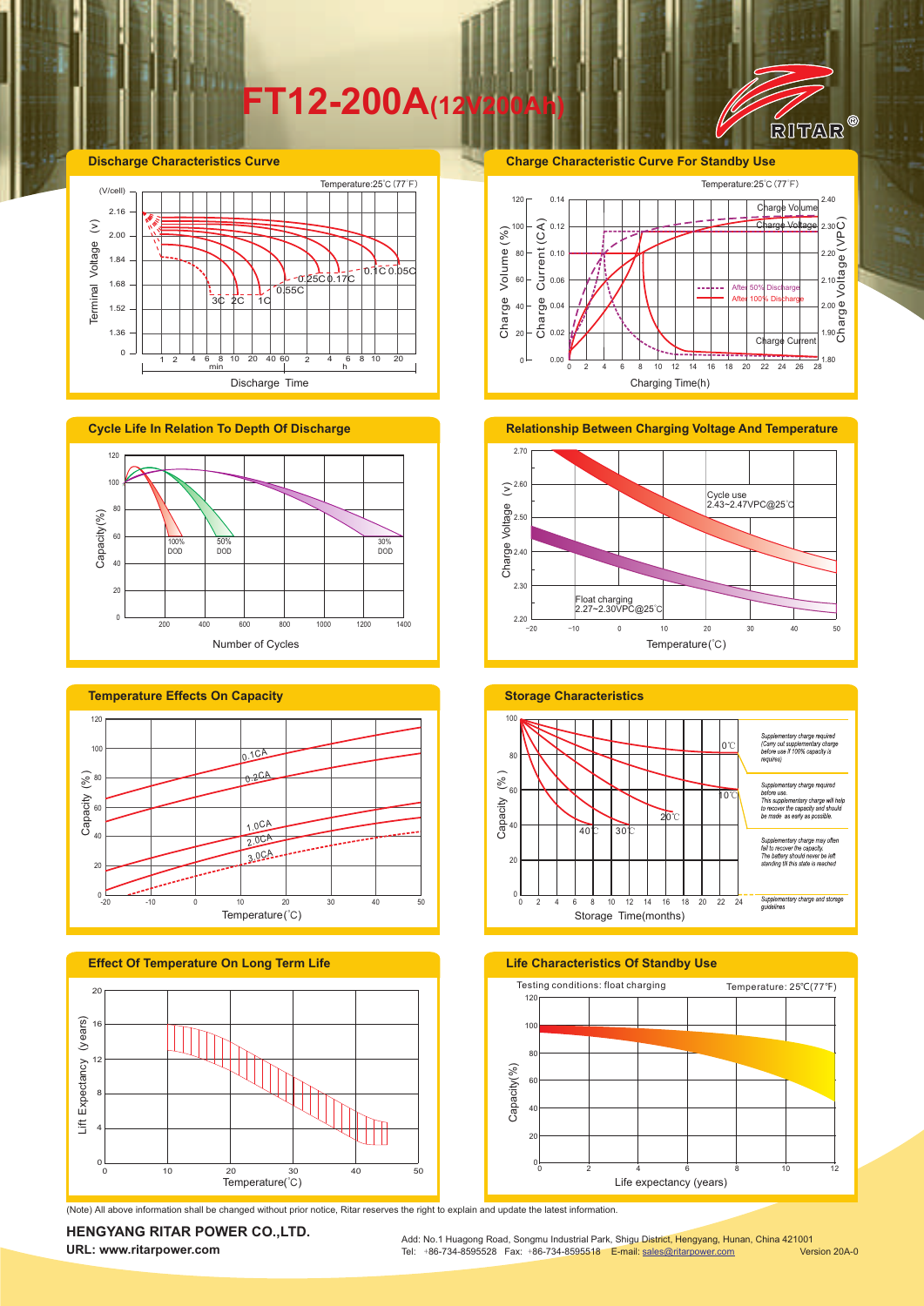# FT12-200A(12V200Ah)

RITAR®

## Discharge Characteristics Curve

Temperature:25°C (77°F)

(V/cell)

Terminal Voltage (v)

2.16
2.00
1.84
1.68
1.52
1.36
0

3C 2C 1C 0.55C 0.25C 0.17C 0.1C 0.05C

1 2 4 6 8 10 20 40 60 2 4 6 8 10 20

min h

Discharge Time

## Charge Characteristic Curve For Standby Use

Temperature:25°C (77°F)

Charge Volume (%)
Charge Current (CA)
Charge Voltage (VPC)

120 100 80 60 40 20 0

0.14 0.12 0.10 0.06 0.04 0.02 0.00

2.40 2.30 2.20 2.10 2.00 1.90 1.80

Charge Volume
Charge Voltage
After 50% Discharge
After 100% Discharge
Charge Current

0 2 4 6 8 10 12 14 16 18 20 22 24 26 28

Charging Time(h)

## Cycle Life In Relation To Depth Of Discharge

Capacity(%)

120 100 80 60 40 20 0

100% DOD
50% DOD
30% DOD

200 400 600 800 1000 1200 1400

Number of Cycles

## Relationship Between Charging Voltage And Temperature

Charge Voltage (v)

2.70 2.60 2.50 2.40 2.30 2.20

Cycle use
2.43~2.47VPC@25°C

Float charging
2.27~2.30VPC@25°C

−20 −10 0 10 20 30 40 50

Temperature(°C)

## Temperature Effects On Capacity

Capacity (%)

120 100 80 60 40 20 0

0.1CA
0.2CA
1.0CA
2.0CA
3.0CA

-20 -10 0 10 20 30 40 50

Temperature(°C)

## Storage Characteristics

Capacity (%)

100 80 60 40 20 0

0°C 10°C 20°C 40°C 30°C

Supplementary charge required (Carry out supplementary charge before use if 100% capacity is requires)

Supplementary charge required before use. This supplementary charge will help to recover the capacity and should be made as early as possible.

Supplementary charge may often fail to recover the capacity. The battery should never be left standing till this state is reached

Supplementary charge and storage guidelines

0 2 4 6 8 10 12 14 16 18 20 22 24

Storage Time(months)

## Effect Of Temperature On Long Term Life

Lift Expectancy (years)

20 16 12 8 4 0

0 10 20 30 40 50

Temperature(°C)

## Life Characteristics Of Standby Use

Testing conditions: float charging

Temperature: 25°C(77°F)

Capacity(%)

120 100 80 60 40 20 0

0 2 4 6 8 10 12

Life expectancy (years)

(Note) All above information shall be changed without prior notice, Ritar reserves the right to explain and update the latest information.

**HENGYANG RITAR POWER CO.,LTD.**
**URL: www.ritarpower.com**

Add: No.1 Huagong Road, Songmu Industrial Park, Shigu District, Hengyang, Hunan, China 421001
Tel: +86-734-8595528 Fax: +86-734-8595518 E-mail: sales@ritarpower.com

Version 20A-0